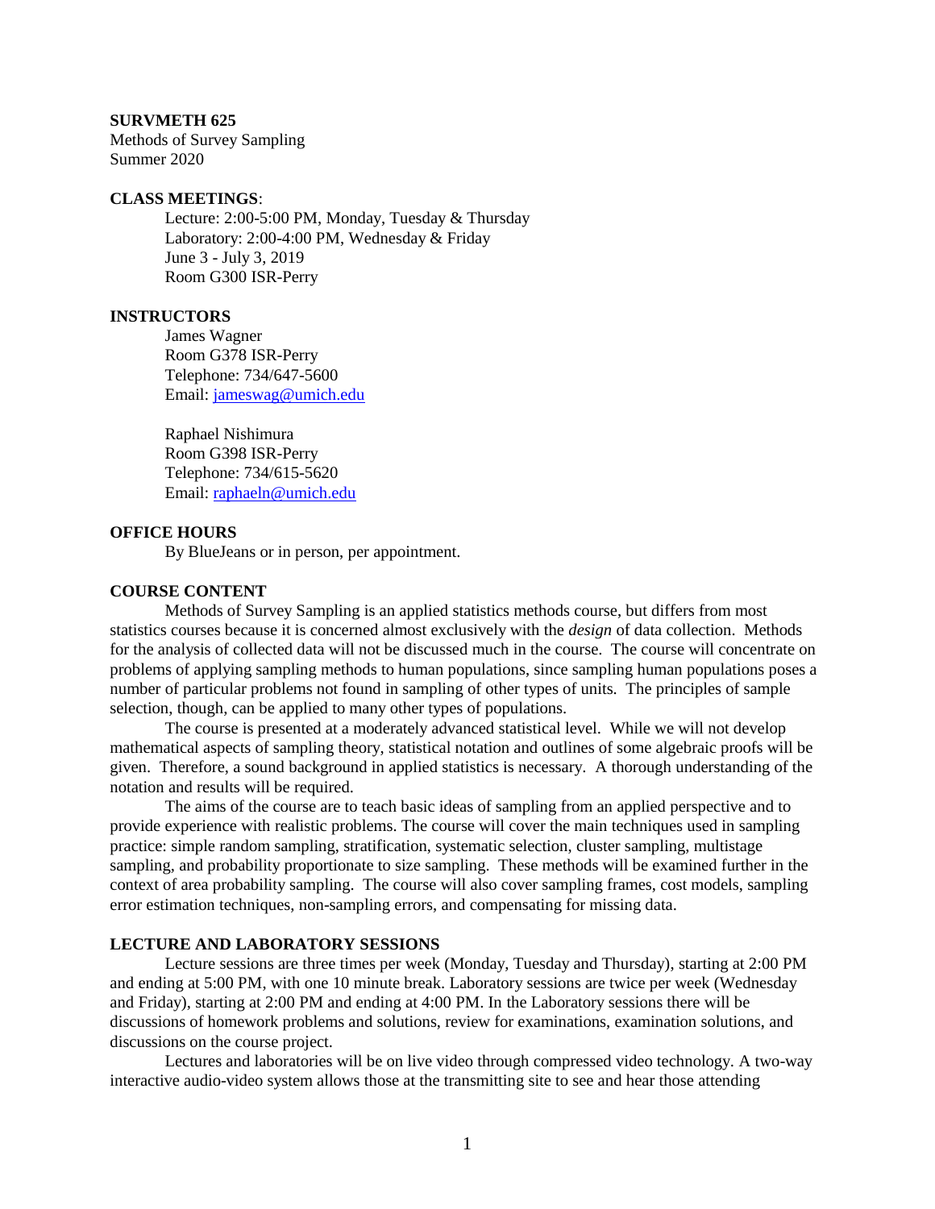**SURVMETH 625**
Methods of Survey Sampling
Summer 2020

**CLASS MEETINGS**:

Lecture: 2:00-5:00 PM, Monday, Tuesday & Thursday
Laboratory: 2:00-4:00 PM, Wednesday & Friday
June 3 - July 3, 2019
Room G300 ISR-Perry

**INSTRUCTORS**

James Wagner
Room G378 ISR-Perry
Telephone: 734/647-5600
Email: jameswag@umich.edu

Raphael Nishimura
Room G398 ISR-Perry
Telephone: 734/615-5620
Email: raphaeln@umich.edu

**OFFICE HOURS**

By BlueJeans or in person, per appointment.

**COURSE CONTENT**

Methods of Survey Sampling is an applied statistics methods course, but differs from most statistics courses because it is concerned almost exclusively with the *design* of data collection. Methods for the analysis of collected data will not be discussed much in the course. The course will concentrate on problems of applying sampling methods to human populations, since sampling human populations poses a number of particular problems not found in sampling of other types of units. The principles of sample selection, though, can be applied to many other types of populations.

The course is presented at a moderately advanced statistical level. While we will not develop mathematical aspects of sampling theory, statistical notation and outlines of some algebraic proofs will be given. Therefore, a sound background in applied statistics is necessary. A thorough understanding of the notation and results will be required.

The aims of the course are to teach basic ideas of sampling from an applied perspective and to provide experience with realistic problems. The course will cover the main techniques used in sampling practice: simple random sampling, stratification, systematic selection, cluster sampling, multistage sampling, and probability proportionate to size sampling. These methods will be examined further in the context of area probability sampling. The course will also cover sampling frames, cost models, sampling error estimation techniques, non-sampling errors, and compensating for missing data.

**LECTURE AND LABORATORY SESSIONS**

Lecture sessions are three times per week (Monday, Tuesday and Thursday), starting at 2:00 PM and ending at 5:00 PM, with one 10 minute break. Laboratory sessions are twice per week (Wednesday and Friday), starting at 2:00 PM and ending at 4:00 PM. In the Laboratory sessions there will be discussions of homework problems and solutions, review for examinations, examination solutions, and discussions on the course project.

Lectures and laboratories will be on live video through compressed video technology. A two-way interactive audio-video system allows those at the transmitting site to see and hear those attending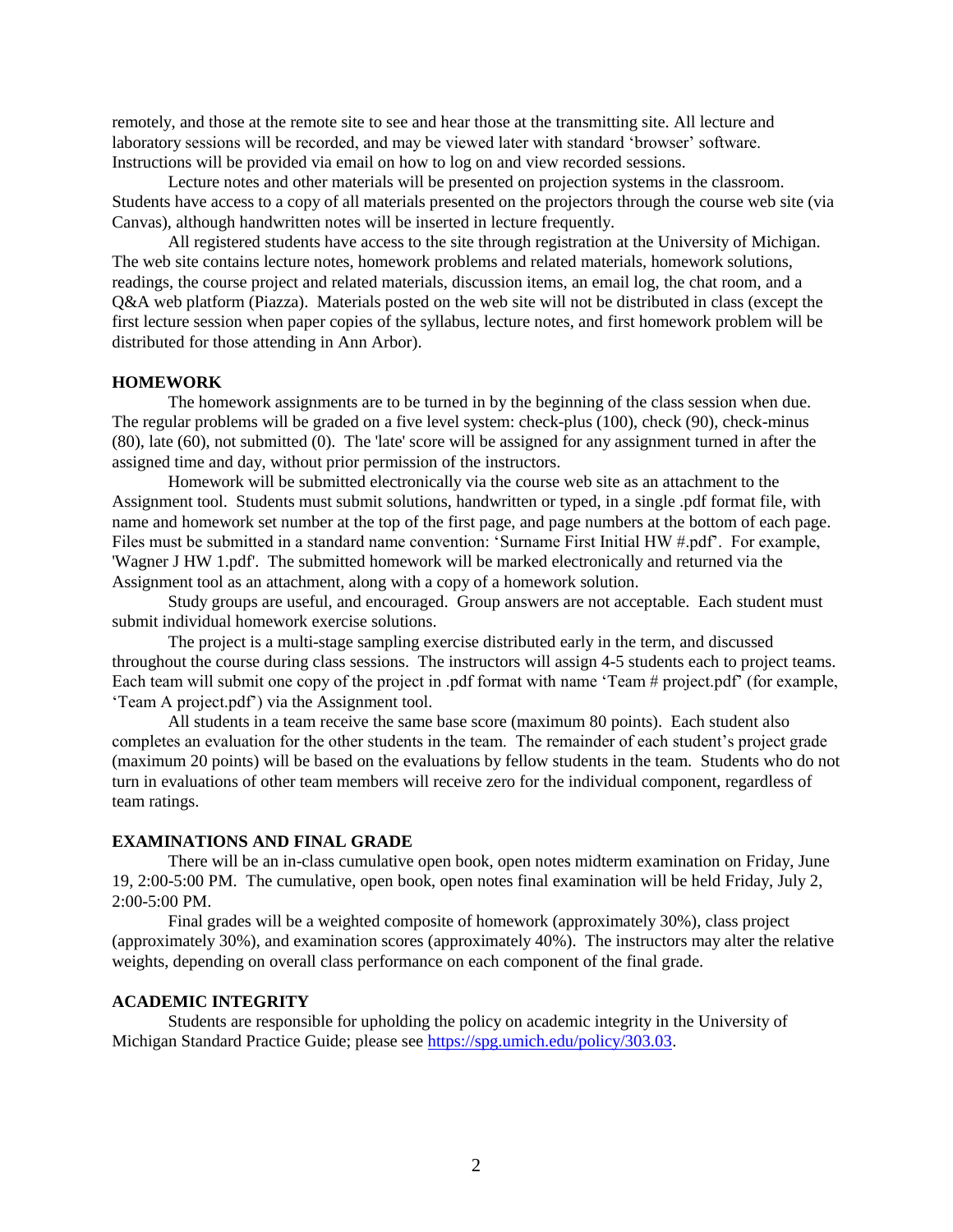remotely, and those at the remote site to see and hear those at the transmitting site. All lecture and laboratory sessions will be recorded, and may be viewed later with standard 'browser' software. Instructions will be provided via email on how to log on and view recorded sessions.

Lecture notes and other materials will be presented on projection systems in the classroom. Students have access to a copy of all materials presented on the projectors through the course web site (via Canvas), although handwritten notes will be inserted in lecture frequently.

All registered students have access to the site through registration at the University of Michigan. The web site contains lecture notes, homework problems and related materials, homework solutions, readings, the course project and related materials, discussion items, an email log, the chat room, and a Q&A web platform (Piazza). Materials posted on the web site will not be distributed in class (except the first lecture session when paper copies of the syllabus, lecture notes, and first homework problem will be distributed for those attending in Ann Arbor).

## HOMEWORK

The homework assignments are to be turned in by the beginning of the class session when due. The regular problems will be graded on a five level system: check-plus (100), check (90), check-minus (80), late (60), not submitted (0). The 'late' score will be assigned for any assignment turned in after the assigned time and day, without prior permission of the instructors.

Homework will be submitted electronically via the course web site as an attachment to the Assignment tool. Students must submit solutions, handwritten or typed, in a single .pdf format file, with name and homework set number at the top of the first page, and page numbers at the bottom of each page. Files must be submitted in a standard name convention: 'Surname First Initial HW #.pdf'. For example, 'Wagner J HW 1.pdf'. The submitted homework will be marked electronically and returned via the Assignment tool as an attachment, along with a copy of a homework solution.

Study groups are useful, and encouraged. Group answers are not acceptable. Each student must submit individual homework exercise solutions.

The project is a multi-stage sampling exercise distributed early in the term, and discussed throughout the course during class sessions. The instructors will assign 4-5 students each to project teams. Each team will submit one copy of the project in .pdf format with name 'Team # project.pdf' (for example, 'Team A project.pdf') via the Assignment tool.

All students in a team receive the same base score (maximum 80 points). Each student also completes an evaluation for the other students in the team. The remainder of each student's project grade (maximum 20 points) will be based on the evaluations by fellow students in the team. Students who do not turn in evaluations of other team members will receive zero for the individual component, regardless of team ratings.

## EXAMINATIONS AND FINAL GRADE

There will be an in-class cumulative open book, open notes midterm examination on Friday, June 19, 2:00-5:00 PM. The cumulative, open book, open notes final examination will be held Friday, July 2, 2:00-5:00 PM.

Final grades will be a weighted composite of homework (approximately 30%), class project (approximately 30%), and examination scores (approximately 40%). The instructors may alter the relative weights, depending on overall class performance on each component of the final grade.

## ACADEMIC INTEGRITY

Students are responsible for upholding the policy on academic integrity in the University of Michigan Standard Practice Guide; please see https://spg.umich.edu/policy/303.03.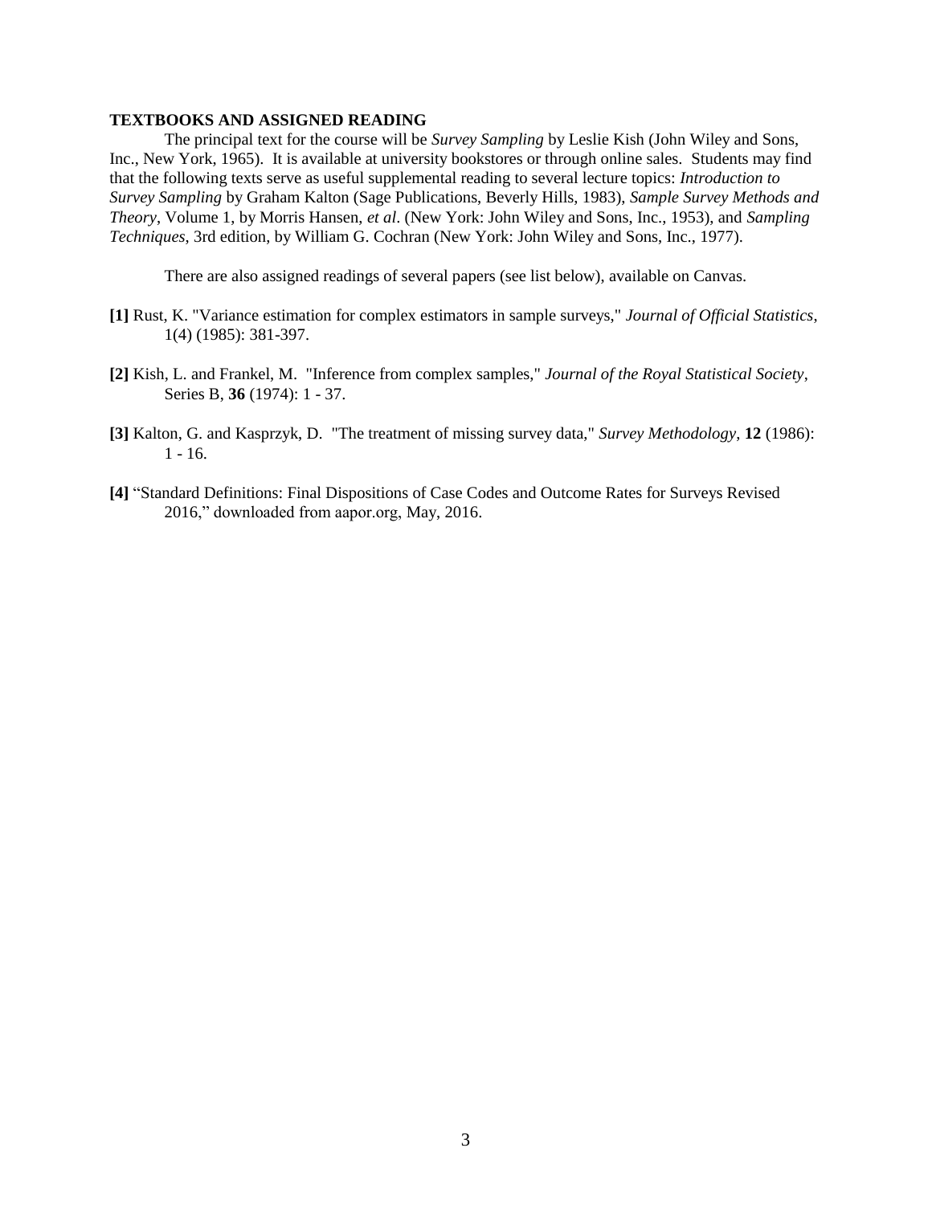## TEXTBOOKS AND ASSIGNED READING

The principal text for the course will be *Survey Sampling* by Leslie Kish (John Wiley and Sons, Inc., New York, 1965). It is available at university bookstores or through online sales. Students may find that the following texts serve as useful supplemental reading to several lecture topics: *Introduction to Survey Sampling* by Graham Kalton (Sage Publications, Beverly Hills, 1983), *Sample Survey Methods and Theory*, Volume 1, by Morris Hansen, *et al*. (New York: John Wiley and Sons, Inc., 1953), and *Sampling Techniques*, 3rd edition, by William G. Cochran (New York: John Wiley and Sons, Inc., 1977).

There are also assigned readings of several papers (see list below), available on Canvas.

**[1]** Rust, K. "Variance estimation for complex estimators in sample surveys," *Journal of Official Statistics*, 1(4) (1985): 381-397.

**[2]** Kish, L. and Frankel, M. "Inference from complex samples," *Journal of the Royal Statistical Society*, Series B, **36** (1974): 1 - 37.

**[3]** Kalton, G. and Kasprzyk, D. "The treatment of missing survey data," *Survey Methodology*, **12** (1986): 1 - 16.

**[4]** "Standard Definitions: Final Dispositions of Case Codes and Outcome Rates for Surveys Revised 2016," downloaded from aapor.org, May, 2016.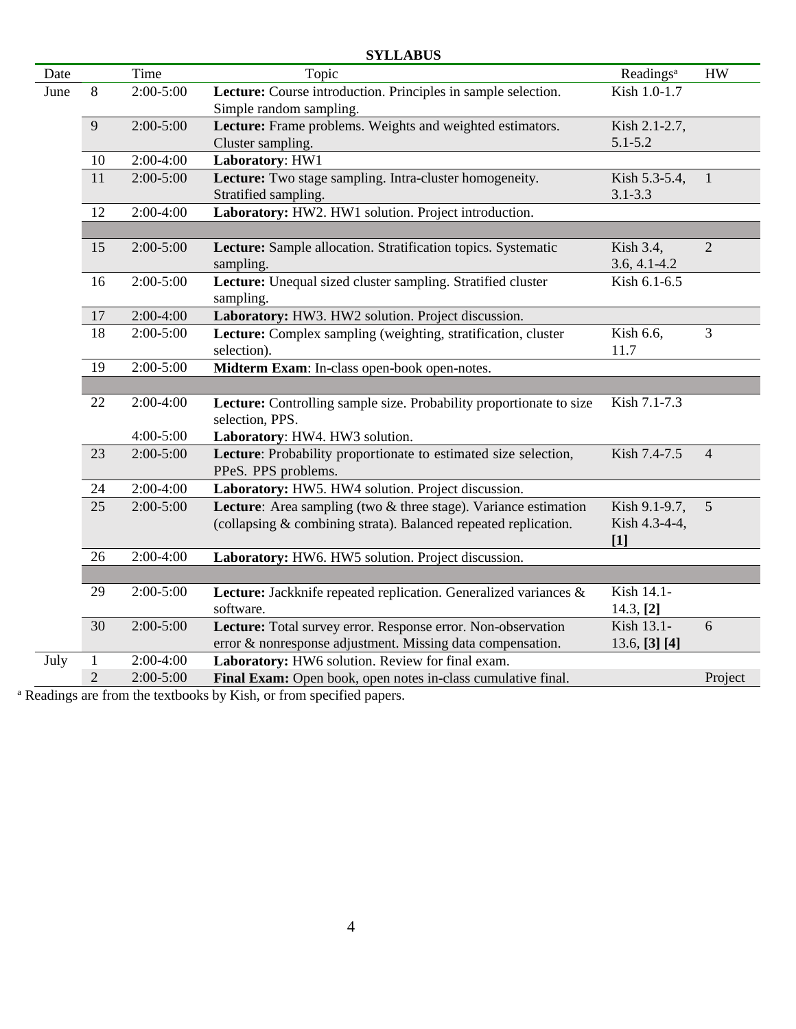**SYLLABUS**

| Date | | Time | Topic | Readings[a] | HW |
|---|---|---|---|---|---|
| June | 8 | 2:00-5:00 | **Lecture:** Course introduction. Principles in sample selection. Simple random sampling. | Kish 1.0-1.7 | |
| | 9 | 2:00-5:00 | **Lecture:** Frame problems. Weights and weighted estimators. Cluster sampling. | Kish 2.1-2.7, 5.1-5.2 | |
| | 10 | 2:00-4:00 | **Laboratory**: HW1 | | |
| | 11 | 2:00-5:00 | **Lecture:** Two stage sampling. Intra-cluster homogeneity. Stratified sampling. | Kish 5.3-5.4, 3.1-3.3 | 1 |
| | 12 | 2:00-4:00 | **Laboratory:** HW2. HW1 solution. Project introduction. | | |
| | | | | | |
| | 15 | 2:00-5:00 | **Lecture:** Sample allocation. Stratification topics. Systematic sampling. | Kish 3.4, 3.6, 4.1-4.2 | 2 |
| | 16 | 2:00-5:00 | **Lecture:** Unequal sized cluster sampling. Stratified cluster sampling. | Kish 6.1-6.5 | |
| | 17 | 2:00-4:00 | **Laboratory:** HW3. HW2 solution. Project discussion. | | |
| | 18 | 2:00-5:00 | **Lecture:** Complex sampling (weighting, stratification, cluster selection). | Kish 6.6, 11.7 | 3 |
| | 19 | 2:00-5:00 | **Midterm Exam**: In-class open-book open-notes. | | |
| | | | | | |
| | 22 | 2:00-4:00 | **Lecture:** Controlling sample size. Probability proportionate to size selection, PPS. | Kish 7.1-7.3 | |
| | | 4:00-5:00 | **Laboratory**: HW4. HW3 solution. | | |
| | 23 | 2:00-5:00 | **Lecture**: Probability proportionate to estimated size selection, PPeS. PPS problems. | Kish 7.4-7.5 | 4 |
| | 24 | 2:00-4:00 | **Laboratory:** HW5. HW4 solution. Project discussion. | | |
| | 25 | 2:00-5:00 | **Lecture**: Area sampling (two & three stage). Variance estimation (collapsing & combining strata). Balanced repeated replication. | Kish 9.1-9.7, Kish 4.3-4-4, **[1]** | 5 |
| | 26 | 2:00-4:00 | **Laboratory:** HW6. HW5 solution. Project discussion. | | |
| | | | | | |
| | 29 | 2:00-5:00 | **Lecture:** Jackknife repeated replication. Generalized variances & software. | Kish 14.1-14.3, **[2]** | |
| | 30 | 2:00-5:00 | **Lecture:** Total survey error. Response error. Non-observation error & nonresponse adjustment. Missing data compensation. | Kish 13.1-13.6, **[3] [4]** | 6 |
| July | 1 | 2:00-4:00 | **Laboratory:** HW6 solution. Review for final exam. | | |
| | 2 | 2:00-5:00 | **Final Exam:** Open book, open notes in-class cumulative final. | | Project |

[a] Readings are from the textbooks by Kish, or from specified papers.